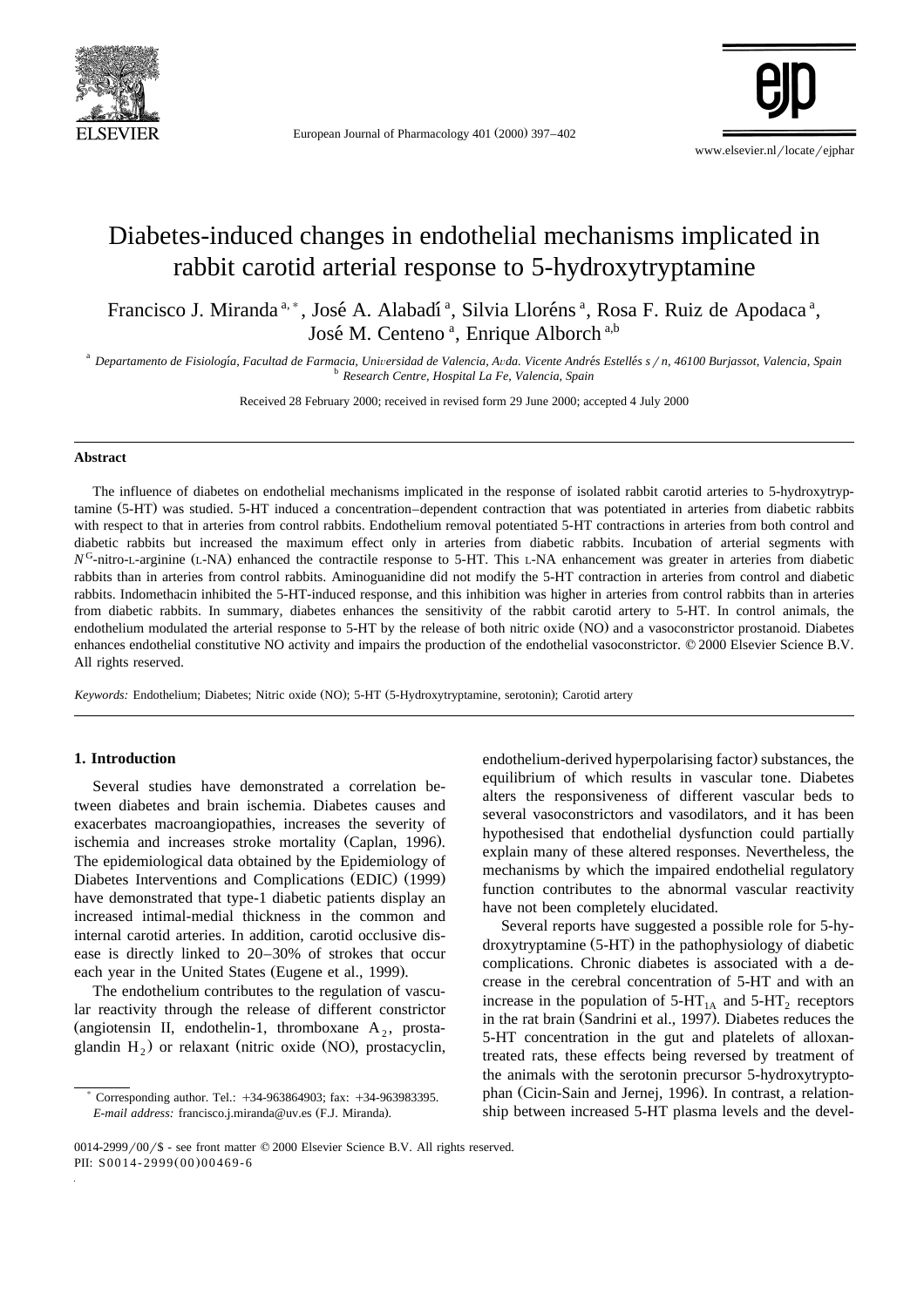# Diabetes-induced changes in endothelial mechanisms implicated in rabbit carotid arterial response to 5-hydroxytryptamine

Francisco J. Miranda [a,*], José A. Alabadí [a], Silvia Lloréns [a], Rosa F. Ruiz de Apodaca [a], José M. Centeno [a], Enrique Alborch [a,b]

[a] *Departamento de Fisiología, Facultad de Farmacia, Universidad de Valencia, Avda. Vicente Andrés Estellés s/n, 46100 Burjassot, Valencia, Spain*
[b] *Research Centre, Hospital La Fe, Valencia, Spain*

Received 28 February 2000; received in revised form 29 June 2000; accepted 4 July 2000

## Abstract

The influence of diabetes on endothelial mechanisms implicated in the response of isolated rabbit carotid arteries to 5-hydroxytryptamine (5-HT) was studied. 5-HT induced a concentration–dependent contraction that was potentiated in arteries from diabetic rabbits with respect to that in arteries from control rabbits. Endothelium removal potentiated 5-HT contractions in arteries from both control and diabetic rabbits but increased the maximum effect only in arteries from diabetic rabbits. Incubation of arterial segments with $N^G$-nitro-L-arginine (L-NA) enhanced the contractile response to 5-HT. This L-NA enhancement was greater in arteries from diabetic rabbits than in arteries from control rabbits. Aminoguanidine did not modify the 5-HT contraction in arteries from control and diabetic rabbits. Indomethacin inhibited the 5-HT-induced response, and this inhibition was higher in arteries from control rabbits than in arteries from diabetic rabbits. In summary, diabetes enhances the sensitivity of the rabbit carotid artery to 5-HT. In control animals, the endothelium modulated the arterial response to 5-HT by the release of both nitric oxide (NO) and a vasoconstrictor prostanoid. Diabetes enhances endothelial constitutive NO activity and impairs the production of the endothelial vasoconstrictor. © 2000 Elsevier Science B.V. All rights reserved.

*Keywords:* Endothelium; Diabetes; Nitric oxide (NO); 5-HT (5-Hydroxytryptamine, serotonin); Carotid artery

## 1. Introduction

Several studies have demonstrated a correlation between diabetes and brain ischemia. Diabetes causes and exacerbates macroangiopathies, increases the severity of ischemia and increases stroke mortality (Caplan, 1996). The epidemiological data obtained by the Epidemiology of Diabetes Interventions and Complications (EDIC) (1999) have demonstrated that type-1 diabetic patients display an increased intimal-medial thickness in the common and internal carotid arteries. In addition, carotid occlusive disease is directly linked to 20–30% of strokes that occur each year in the United States (Eugene et al., 1999).

The endothelium contributes to the regulation of vascular reactivity through the release of different constrictor (angiotensin II, endothelin-1, thromboxane $A_2$, prostaglandin $H_2$) or relaxant (nitric oxide (NO), prostacyclin, endothelium-derived hyperpolarising factor) substances, the equilibrium of which results in vascular tone. Diabetes alters the responsiveness of different vascular beds to several vasoconstrictors and vasodilators, and it has been hypothesised that endothelial dysfunction could partially explain many of these altered responses. Nevertheless, the mechanisms by which the impaired endothelial regulatory function contributes to the abnormal vascular reactivity have not been completely elucidated.

Several reports have suggested a possible role for 5-hydroxytryptamine (5-HT) in the pathophysiology of diabetic complications. Chronic diabetes is associated with a decrease in the cerebral concentration of 5-HT and with an increase in the population of $5\text{-HT}_{1A}$ and $5\text{-HT}_2$ receptors in the rat brain (Sandrini et al., 1997). Diabetes reduces the 5-HT concentration in the gut and platelets of alloxan-treated rats, these effects being reversed by treatment of the animals with the serotonin precursor 5-hydroxytryptophan (Cicin-Sain and Jernej, 1996). In contrast, a relationship between increased 5-HT plasma levels and the devel-

* Corresponding author. Tel.: +34-963864903; fax: +34-963983395. *E-mail address:* francisco.j.miranda@uv.es (F.J. Miranda).

0014-2999/00/$ - see front matter © 2000 Elsevier Science B.V. All rights reserved.
PII: S0014-2999(00)00469-6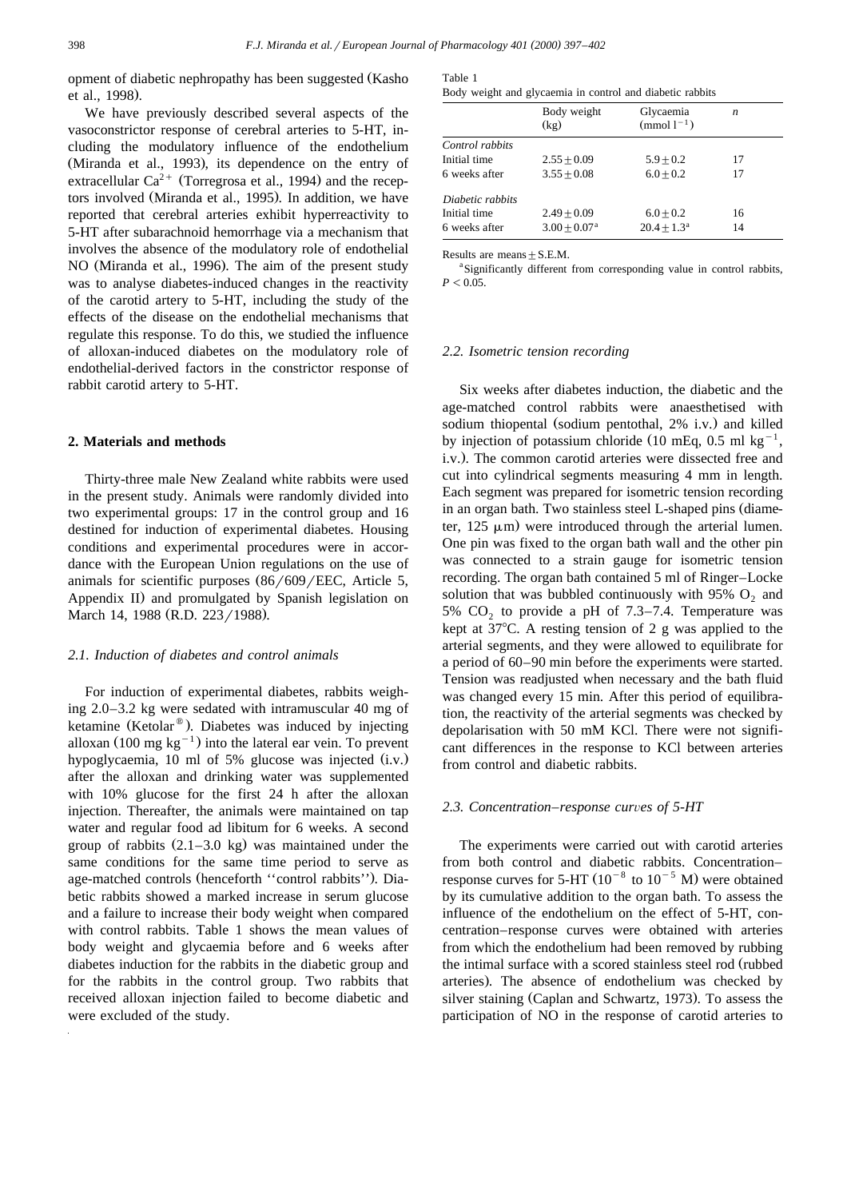opment of diabetic nephropathy has been suggested (Kasho et al., 1998).

We have previously described several aspects of the vasoconstrictor response of cerebral arteries to 5-HT, including the modulatory influence of the endothelium (Miranda et al., 1993), its dependence on the entry of extracellular $Ca^{2+}$ (Torregrosa et al., 1994) and the receptors involved (Miranda et al., 1995). In addition, we have reported that cerebral arteries exhibit hyperreactivity to 5-HT after subarachnoid hemorrhage via a mechanism that involves the absence of the modulatory role of endothelial NO (Miranda et al., 1996). The aim of the present study was to analyse diabetes-induced changes in the reactivity of the carotid artery to 5-HT, including the study of the effects of the disease on the endothelial mechanisms that regulate this response. To do this, we studied the influence of alloxan-induced diabetes on the modulatory role of endothelial-derived factors in the constrictor response of rabbit carotid artery to 5-HT.

## 2. Materials and methods

Thirty-three male New Zealand white rabbits were used in the present study. Animals were randomly divided into two experimental groups: 17 in the control group and 16 destined for induction of experimental diabetes. Housing conditions and experimental procedures were in accordance with the European Union regulations on the use of animals for scientific purposes (86/609/EEC, Article 5, Appendix II) and promulgated by Spanish legislation on March 14, 1988 (R.D. 223/1988).

### 2.1. Induction of diabetes and control animals

For induction of experimental diabetes, rabbits weighing 2.0–3.2 kg were sedated with intramuscular 40 mg of ketamine (Ketolar®). Diabetes was induced by injecting alloxan (100 mg $kg^{-1}$) into the lateral ear vein. To prevent hypoglycaemia, 10 ml of 5% glucose was injected (i.v.) after the alloxan and drinking water was supplemented with 10% glucose for the first 24 h after the alloxan injection. Thereafter, the animals were maintained on tap water and regular food ad libitum for 6 weeks. A second group of rabbits (2.1–3.0 kg) was maintained under the same conditions for the same time period to serve as age-matched controls (henceforth ''control rabbits''). Diabetic rabbits showed a marked increase in serum glucose and a failure to increase their body weight when compared with control rabbits. Table 1 shows the mean values of body weight and glycaemia before and 6 weeks after diabetes induction for the rabbits in the diabetic group and for the rabbits in the control group. Two rabbits that received alloxan injection failed to become diabetic and were excluded of the study.

Table 1
Body weight and glycaemia in control and diabetic rabbits

| | Body weight (kg) | Glycaemia (mmol $l^{-1}$) | $n$ |
|---|---|---|---|
| *Control rabbits* | | | |
| Initial time | $2.55 \pm 0.09$ | $5.9 \pm 0.2$ | 17 |
| 6 weeks after | $3.55 \pm 0.08$ | $6.0 \pm 0.2$ | 17 |
| *Diabetic rabbits* | | | |
| Initial time | $2.49 \pm 0.09$ | $6.0 \pm 0.2$ | 16 |
| 6 weeks after | $3.00 \pm 0.07$[a] | $20.4 \pm 1.3$[a] | 14 |

Results are means ± S.E.M.

[a] Significantly different from corresponding value in control rabbits, $P < 0.05$.

### 2.2. Isometric tension recording

Six weeks after diabetes induction, the diabetic and the age-matched control rabbits were anaesthetised with sodium thiopental (sodium pentothal, 2% i.v.) and killed by injection of potassium chloride (10 mEq, 0.5 ml $kg^{-1}$, i.v.). The common carotid arteries were dissected free and cut into cylindrical segments measuring 4 mm in length. Each segment was prepared for isometric tension recording in an organ bath. Two stainless steel L-shaped pins (diameter, 125 μm) were introduced through the arterial lumen. One pin was fixed to the organ bath wall and the other pin was connected to a strain gauge for isometric tension recording. The organ bath contained 5 ml of Ringer–Locke solution that was bubbled continuously with 95% $O_2$ and 5% $CO_2$ to provide a pH of 7.3–7.4. Temperature was kept at 37°C. A resting tension of 2 g was applied to the arterial segments, and they were allowed to equilibrate for a period of 60–90 min before the experiments were started. Tension was readjusted when necessary and the bath fluid was changed every 15 min. After this period of equilibration, the reactivity of the arterial segments was checked by depolarisation with 50 mM KCl. There were not significant differences in the response to KCl between arteries from control and diabetic rabbits.

### 2.3. Concentration–response curves of 5-HT

The experiments were carried out with carotid arteries from both control and diabetic rabbits. Concentration–response curves for 5-HT ($10^{-8}$ to $10^{-5}$ M) were obtained by its cumulative addition to the organ bath. To assess the influence of the endothelium on the effect of 5-HT, concentration–response curves were obtained with arteries from which the endothelium had been removed by rubbing the intimal surface with a scored stainless steel rod (rubbed arteries). The absence of endothelium was checked by silver staining (Caplan and Schwartz, 1973). To assess the participation of NO in the response of carotid arteries to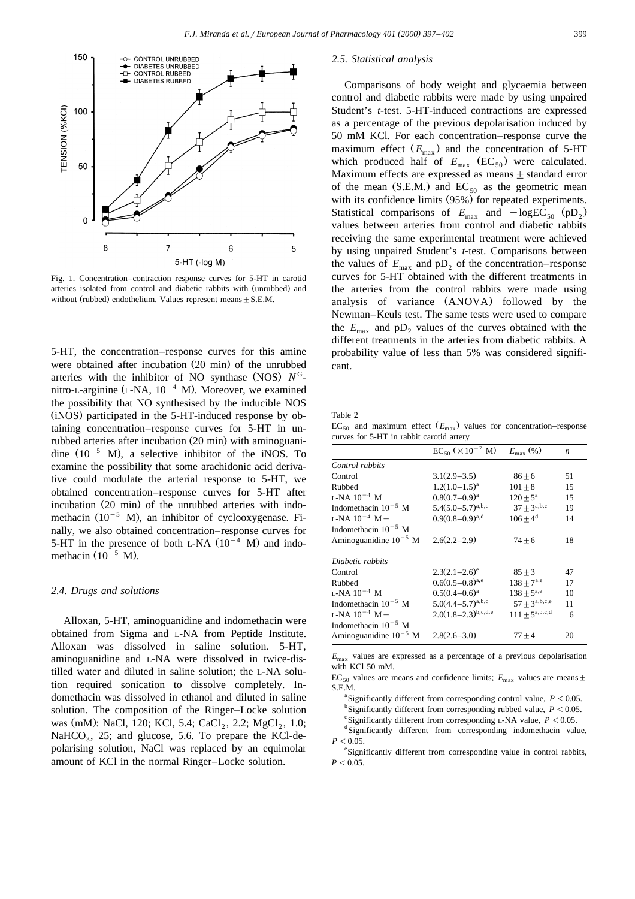Fig. 1. Concentration–contraction response curves for 5-HT in carotid arteries isolated from control and diabetic rabbits with (unrubbed) and without (rubbed) endothelium. Values represent means ± S.E.M.

5-HT, the concentration–response curves for this amine were obtained after incubation (20 min) of the unrubbed arteries with the inhibitor of NO synthase (NOS) $N^G$-nitro-L-arginine (L-NA, $10^{-4}$ M). Moreover, we examined the possibility that NO synthesised by the inducible NOS (iNOS) participated in the 5-HT-induced response by obtaining concentration–response curves for 5-HT in unrubbed arteries after incubation (20 min) with aminoguanidine ($10^{-5}$ M), a selective inhibitor of the iNOS. To examine the possibility that some arachidonic acid derivative could modulate the arterial response to 5-HT, we obtained concentration–response curves for 5-HT after incubation (20 min) of the unrubbed arteries with indomethacin ($10^{-5}$ M), an inhibitor of cyclooxygenase. Finally, we also obtained concentration–response curves for 5-HT in the presence of both L-NA ($10^{-4}$ M) and indomethacin ($10^{-5}$ M).

### 2.4. Drugs and solutions

Alloxan, 5-HT, aminoguanidine and indomethacin were obtained from Sigma and L-NA from Peptide Institute. Alloxan was dissolved in saline solution. 5-HT, aminoguanidine and L-NA were dissolved in twice-distilled water and diluted in saline solution; the L-NA solution required sonication to dissolve completely. Indomethacin was dissolved in ethanol and diluted in saline solution. The composition of the Ringer–Locke solution was (mM): NaCl, 120; KCl, 5.4; $CaCl_2$, 2.2; $MgCl_2$, 1.0; $NaHCO_3$, 25; and glucose, 5.6. To prepare the KCl-depolarising solution, NaCl was replaced by an equimolar amount of KCl in the normal Ringer–Locke solution.

### 2.5. Statistical analysis

Comparisons of body weight and glycaemia between control and diabetic rabbits were made by using unpaired Student's *t*-test. 5-HT-induced contractions are expressed as a percentage of the previous depolarisation induced by 50 mM KCl. For each concentration–response curve the maximum effect ($E_{max}$) and the concentration of 5-HT which produced half of $E_{max}$ ($EC_{50}$) were calculated. Maximum effects are expressed as means ± standard error of the mean (S.E.M.) and $EC_{50}$ as the geometric mean with its confidence limits (95%) for repeated experiments. Statistical comparisons of $E_{max}$ and $-\log EC_{50}$ ($pD_2$) values between arteries from control and diabetic rabbits receiving the same experimental treatment were achieved by using unpaired Student's *t*-test. Comparisons between the values of $E_{max}$ and $pD_2$ of the concentration–response curves for 5-HT obtained with the different treatments in the arteries from the control rabbits were made using analysis of variance (ANOVA) followed by the Newman–Keuls test. The same tests were used to compare the $E_{max}$ and $pD_2$ values of the curves obtained with the different treatments in the arteries from diabetic rabbits. A probability value of less than 5% was considered significant.

Table 2
$EC_{50}$ and maximum effect ($E_{max}$) values for concentration–response curves for 5-HT in rabbit carotid artery

| | $EC_{50}$ ($\times 10^{-7}$ M) | $E_{max}$ (%) | $n$ |
|---|---|---|---|
| *Control rabbits* | | | |
| Control | 3.1(2.9–3.5) | 86 ± 6 | 51 |
| Rubbed | 1.2(1.0–1.5)[a] | 101 ± 8 | 15 |
| L-NA $10^{-4}$ M | 0.8(0.7–0.9)[a] | 120 ± 5[a] | 15 |
| Indomethacin $10^{-5}$ M | 5.4(5.0–5.7)[a,b,c] | 37 ± 3[a,b,c] | 19 |
| L-NA $10^{-4}$ M + Indomethacin $10^{-5}$ M | 0.9(0.8–0.9)[a,d] | 106 ± 4[d] | 14 |
| Aminoguanidine $10^{-5}$ M | 2.6(2.2–2.9) | 74 ± 6 | 18 |
| *Diabetic rabbits* | | | |
| Control | 2.3(2.1–2.6)[e] | 85 ± 3 | 47 |
| Rubbed | 0.6(0.5–0.8)[a,e] | 138 ± 7[a,e] | 17 |
| L-NA $10^{-4}$ M | 0.5(0.4–0.6)[a] | 138 ± 5[a,e] | 10 |
| Indomethacin $10^{-5}$ M | 5.0(4.4–5.7)[a,b,c] | 57 ± 3[a,b,c,e] | 11 |
| L-NA $10^{-4}$ M + Indomethacin $10^{-5}$ M | 2.0(1.8–2.3)[b,c,d,e] | 111 ± 5[a,b,c,d] | 6 |
| Aminoguanidine $10^{-5}$ M | 2.8(2.6–3.0) | 77 ± 4 | 20 |

$E_{max}$ values are expressed as a percentage of a previous depolarisation with KCl 50 mM.

$EC_{50}$ values are means and confidence limits; $E_{max}$ values are means ± S.E.M.

[a] Significantly different from corresponding control value, $P < 0.05$.

[b] Significantly different from corresponding rubbed value, $P < 0.05$.

[c] Significantly different from corresponding L-NA value, $P < 0.05$.

[d] Significantly different from corresponding indomethacin value, $P < 0.05$.

[e] Significantly different from corresponding value in control rabbits, $P < 0.05$.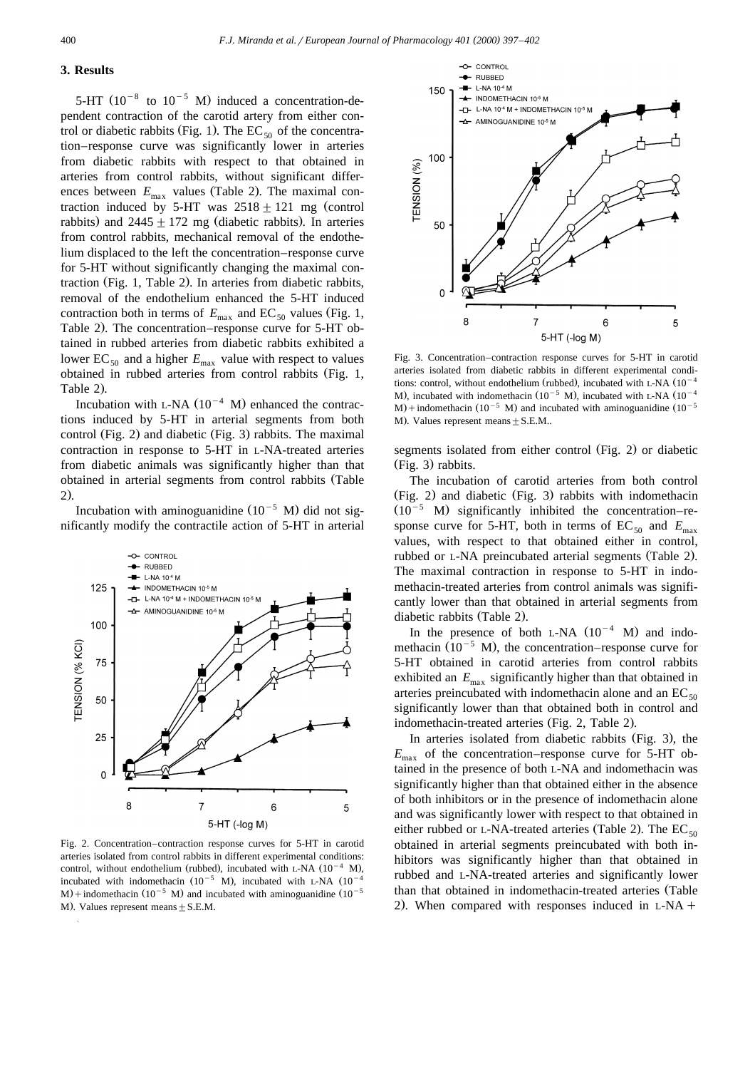## 3. Results

5-HT ($10^{-8}$ to $10^{-5}$ M) induced a concentration-dependent contraction of the carotid artery from either control or diabetic rabbits (Fig. 1). The $EC_{50}$ of the concentration–response curve was significantly lower in arteries from diabetic rabbits with respect to that obtained in arteries from control rabbits, without significant differences between $E_{max}$ values (Table 2). The maximal contraction induced by 5-HT was $2518 \pm 121$ mg (control rabbits) and $2445 \pm 172$ mg (diabetic rabbits). In arteries from control rabbits, mechanical removal of the endothelium displaced to the left the concentration–response curve for 5-HT without significantly changing the maximal contraction (Fig. 1, Table 2). In arteries from diabetic rabbits, removal of the endothelium enhanced the 5-HT induced contraction both in terms of $E_{max}$ and $EC_{50}$ values (Fig. 1, Table 2). The concentration–response curve for 5-HT obtained in rubbed arteries from diabetic rabbits exhibited a lower $EC_{50}$ and a higher $E_{max}$ value with respect to values obtained in rubbed arteries from control rabbits (Fig. 1, Table 2).

Incubation with L-NA ($10^{-4}$ M) enhanced the contractions induced by 5-HT in arterial segments from both control (Fig. 2) and diabetic (Fig. 3) rabbits. The maximal contraction in response to 5-HT in L-NA-treated arteries from diabetic animals was significantly higher than that obtained in arterial segments from control rabbits (Table 2).

Incubation with aminoguanidine ($10^{-5}$ M) did not significantly modify the contractile action of 5-HT in arterial segments isolated from either control (Fig. 2) or diabetic (Fig. 3) rabbits.

Fig. 2. Concentration–contraction response curves for 5-HT in carotid arteries isolated from control rabbits in different experimental conditions: control, without endothelium (rubbed), incubated with L-NA ($10^{-4}$ M), incubated with indomethacin ($10^{-5}$ M), incubated with L-NA ($10^{-4}$ M) + indomethacin ($10^{-5}$ M) and incubated with aminoguanidine ($10^{-5}$ M). Values represent means ± S.E.M.

Fig. 3. Concentration–contraction response curves for 5-HT in carotid arteries isolated from diabetic rabbits in different experimental conditions: control, without endothelium (rubbed), incubated with L-NA ($10^{-4}$ M), incubated with indomethacin ($10^{-5}$ M), incubated with L-NA ($10^{-4}$ M) + indomethacin ($10^{-5}$ M) and incubated with aminoguanidine ($10^{-5}$ M). Values represent means ± S.E.M..

The incubation of carotid arteries from both control (Fig. 2) and diabetic (Fig. 3) rabbits with indomethacin ($10^{-5}$ M) significantly inhibited the concentration–response curve for 5-HT, both in terms of $EC_{50}$ and $E_{max}$ values, with respect to that obtained either in control, rubbed or L-NA preincubated arterial segments (Table 2). The maximal contraction in response to 5-HT in indomethacin-treated arteries from control animals was significantly lower than that obtained in arterial segments from diabetic rabbits (Table 2).

In the presence of both L-NA ($10^{-4}$ M) and indomethacin ($10^{-5}$ M), the concentration–response curve for 5-HT obtained in carotid arteries from control rabbits exhibited an $E_{max}$ significantly higher than that obtained in arteries preincubated with indomethacin alone and an $EC_{50}$ significantly lower than that obtained both in control and indomethacin-treated arteries (Fig. 2, Table 2).

In arteries isolated from diabetic rabbits (Fig. 3), the $E_{max}$ of the concentration–response curve for 5-HT obtained in the presence of both L-NA and indomethacin was significantly higher than that obtained either in the absence of both inhibitors or in the presence of indomethacin alone and was significantly lower with respect to that obtained in either rubbed or L-NA-treated arteries (Table 2). The $EC_{50}$ obtained in arterial segments preincubated with both inhibitors was significantly higher than that obtained in rubbed and L-NA-treated arteries and significantly lower than that obtained in indomethacin-treated arteries (Table 2). When compared with responses induced in L-NA +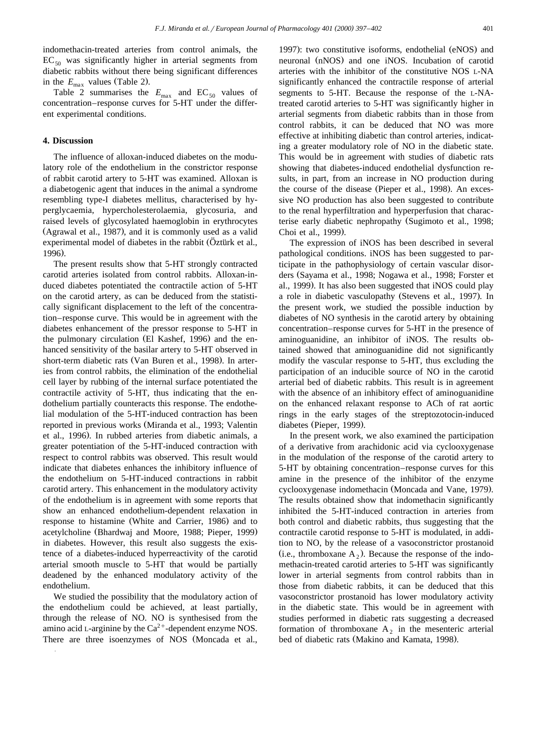indomethacin-treated arteries from control animals, the $EC_{50}$ was significantly higher in arterial segments from diabetic rabbits without there being significant differences in the $E_{max}$ values (Table 2).

Table 2 summarises the $E_{max}$ and $EC_{50}$ values of concentration–response curves for 5-HT under the different experimental conditions.

## 4. Discussion

The influence of alloxan-induced diabetes on the modulatory role of the endothelium in the constrictor response of rabbit carotid artery to 5-HT was examined. Alloxan is a diabetogenic agent that induces in the animal a syndrome resembling type-I diabetes mellitus, characterised by hyperglycaemia, hypercholesterolaemia, glycosuria, and raised levels of glycosylated haemoglobin in erythrocytes (Agrawal et al., 1987), and it is commonly used as a valid experimental model of diabetes in the rabbit (Öztürk et al., 1996).

The present results show that 5-HT strongly contracted carotid arteries isolated from control rabbits. Alloxan-induced diabetes potentiated the contractile action of 5-HT on the carotid artery, as can be deduced from the statistically significant displacement to the left of the concentration–response curve. This would be in agreement with the diabetes enhancement of the pressor response to 5-HT in the pulmonary circulation (El Kashef, 1996) and the enhanced sensitivity of the basilar artery to 5-HT observed in short-term diabetic rats (Van Buren et al., 1998). In arteries from control rabbits, the elimination of the endothelial cell layer by rubbing of the internal surface potentiated the contractile activity of 5-HT, thus indicating that the endothelium partially counteracts this response. The endothelial modulation of the 5-HT-induced contraction has been reported in previous works (Miranda et al., 1993; Valentin et al., 1996). In rubbed arteries from diabetic animals, a greater potentiation of the 5-HT-induced contraction with respect to control rabbits was observed. This result would indicate that diabetes enhances the inhibitory influence of the endothelium on 5-HT-induced contractions in rabbit carotid artery. This enhancement in the modulatory activity of the endothelium is in agreement with some reports that show an enhanced endothelium-dependent relaxation in response to histamine (White and Carrier, 1986) and to acetylcholine (Bhardwaj and Moore, 1988; Pieper, 1999) in diabetes. However, this result also suggests the existence of a diabetes-induced hyperreactivity of the carotid arterial smooth muscle to 5-HT that would be partially deadened by the enhanced modulatory activity of the endothelium.

We studied the possibility that the modulatory action of the endothelium could be achieved, at least partially, through the release of NO. NO is synthesised from the amino acid L-arginine by the $Ca^{2+}$-dependent enzyme NOS. There are three isoenzymes of NOS (Moncada et al., 1997): two constitutive isoforms, endothelial (eNOS) and neuronal (nNOS) and one iNOS. Incubation of carotid arteries with the inhibitor of the constitutive NOS L-NA significantly enhanced the contractile response of arterial segments to 5-HT. Because the response of the L-NA-treated carotid arteries to 5-HT was significantly higher in arterial segments from diabetic rabbits than in those from control rabbits, it can be deduced that NO was more effective at inhibiting diabetic than control arteries, indicating a greater modulatory role of NO in the diabetic state. This would be in agreement with studies of diabetic rats showing that diabetes-induced endothelial dysfunction results, in part, from an increase in NO production during the course of the disease (Pieper et al., 1998). An excessive NO production has also been suggested to contribute to the renal hyperfiltration and hyperperfusion that characterise early diabetic nephropathy (Sugimoto et al., 1998; Choi et al., 1999).

The expression of iNOS has been described in several pathological conditions. iNOS has been suggested to participate in the pathophysiology of certain vascular disorders (Sayama et al., 1998; Nogawa et al., 1998; Forster et al., 1999). It has also been suggested that iNOS could play a role in diabetic vasculopathy (Stevens et al., 1997). In the present work, we studied the possible induction by diabetes of NO synthesis in the carotid artery by obtaining concentration–response curves for 5-HT in the presence of aminoguanidine, an inhibitor of iNOS. The results obtained showed that aminoguanidine did not significantly modify the vascular response to 5-HT, thus excluding the participation of an inducible source of NO in the carotid arterial bed of diabetic rabbits. This result is in agreement with the absence of an inhibitory effect of aminoguanidine on the enhanced relaxant response to ACh of rat aortic rings in the early stages of the streptozotocin-induced diabetes (Pieper, 1999).

In the present work, we also examined the participation of a derivative from arachidonic acid via cyclooxygenase in the modulation of the response of the carotid artery to 5-HT by obtaining concentration–response curves for this amine in the presence of the inhibitor of the enzyme cyclooxygenase indomethacin (Moncada and Vane, 1979). The results obtained show that indomethacin significantly inhibited the 5-HT-induced contraction in arteries from both control and diabetic rabbits, thus suggesting that the contractile carotid response to 5-HT is modulated, in addition to NO, by the release of a vasoconstrictor prostanoid (i.e., thromboxane $A_2$). Because the response of the indomethacin-treated carotid arteries to 5-HT was significantly lower in arterial segments from control rabbits than in those from diabetic rabbits, it can be deduced that this vasoconstrictor prostanoid has lower modulatory activity in the diabetic state. This would be in agreement with studies performed in diabetic rats suggesting a decreased formation of thromboxane $A_2$ in the mesenteric arterial bed of diabetic rats (Makino and Kamata, 1998).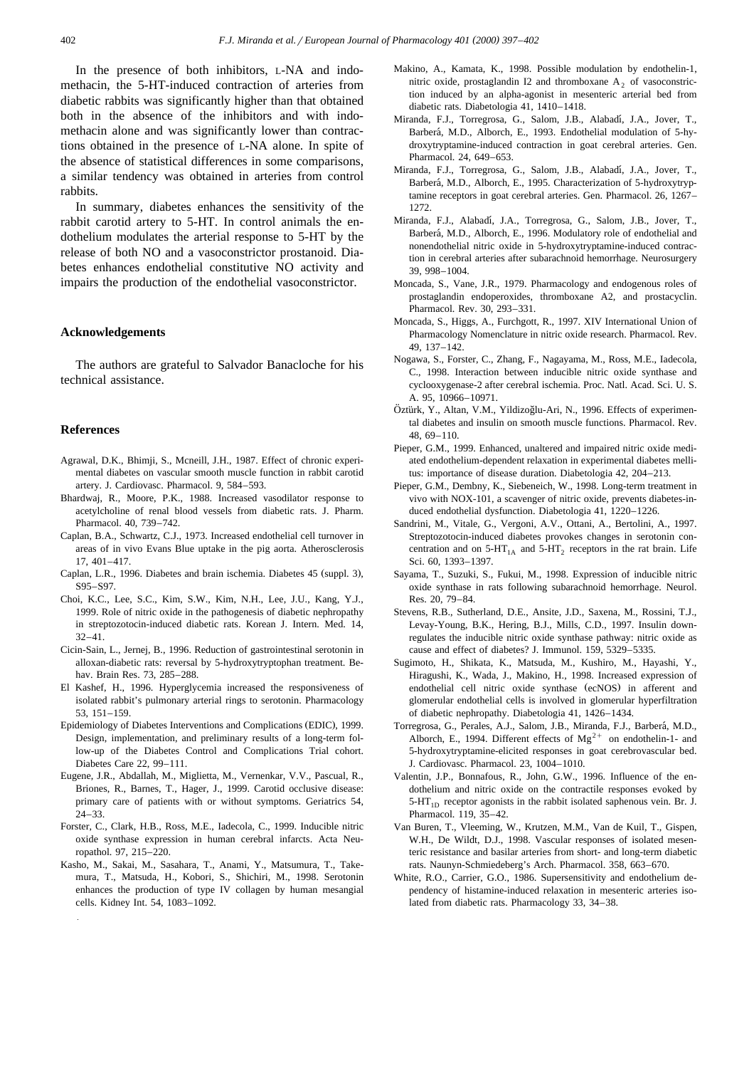In the presence of both inhibitors, L-NA and indomethacin, the 5-HT-induced contraction of arteries from diabetic rabbits was significantly higher than that obtained both in the absence of the inhibitors and with indomethacin alone and was significantly lower than contractions obtained in the presence of L-NA alone. In spite of the absence of statistical differences in some comparisons, a similar tendency was obtained in arteries from control rabbits.

In summary, diabetes enhances the sensitivity of the rabbit carotid artery to 5-HT. In control animals the endothelium modulates the arterial response to 5-HT by the release of both NO and a vasoconstrictor prostanoid. Diabetes enhances endothelial constitutive NO activity and impairs the production of the endothelial vasoconstrictor.

## Acknowledgements

The authors are grateful to Salvador Banacloche for his technical assistance.

## References

Agrawal, D.K., Bhimji, S., Mcneill, J.H., 1987. Effect of chronic experimental diabetes on vascular smooth muscle function in rabbit carotid artery. J. Cardiovasc. Pharmacol. 9, 584–593.

Bhardwaj, R., Moore, P.K., 1988. Increased vasodilator response to acetylcholine of renal blood vessels from diabetic rats. J. Pharm. Pharmacol. 40, 739–742.

Caplan, B.A., Schwartz, C.J., 1973. Increased endothelial cell turnover in areas of in vivo Evans Blue uptake in the pig aorta. Atherosclerosis 17, 401–417.

Caplan, L.R., 1996. Diabetes and brain ischemia. Diabetes 45 (suppl. 3), S95–S97.

Choi, K.C., Lee, S.C., Kim, S.W., Kim, N.H., Lee, J.U., Kang, Y.J., 1999. Role of nitric oxide in the pathogenesis of diabetic nephropathy in streptozotocin-induced diabetic rats. Korean J. Intern. Med. 14, 32–41.

Cicin-Sain, L., Jernej, B., 1996. Reduction of gastrointestinal serotonin in alloxan-diabetic rats: reversal by 5-hydroxytryptophan treatment. Behav. Brain Res. 73, 285–288.

El Kashef, H., 1996. Hyperglycemia increased the responsiveness of isolated rabbit's pulmonary arterial rings to serotonin. Pharmacology 53, 151–159.

Epidemiology of Diabetes Interventions and Complications (EDIC), 1999. Design, implementation, and preliminary results of a long-term follow-up of the Diabetes Control and Complications Trial cohort. Diabetes Care 22, 99–111.

Eugene, J.R., Abdallah, M., Miglietta, M., Vernenkar, V.V., Pascual, R., Briones, R., Barnes, T., Hager, J., 1999. Carotid occlusive disease: primary care of patients with or without symptoms. Geriatrics 54, 24–33.

Forster, C., Clark, H.B., Ross, M.E., Iadecola, C., 1999. Inducible nitric oxide synthase expression in human cerebral infarcts. Acta Neuropathol. 97, 215–220.

Kasho, M., Sakai, M., Sasahara, T., Anami, Y., Matsumura, T., Takemura, T., Matsuda, H., Kobori, S., Shichiri, M., 1998. Serotonin enhances the production of type IV collagen by human mesangial cells. Kidney Int. 54, 1083–1092.

Makino, A., Kamata, K., 1998. Possible modulation by endothelin-1, nitric oxide, prostaglandin I2 and thromboxane $A_2$ of vasoconstriction induced by an alpha-agonist in mesenteric arterial bed from diabetic rats. Diabetologia 41, 1410–1418.

Miranda, F.J., Torregrosa, G., Salom, J.B., Alabadí, J.A., Jover, T., Barberá, M.D., Alborch, E., 1993. Endothelial modulation of 5-hydroxytryptamine-induced contraction in goat cerebral arteries. Gen. Pharmacol. 24, 649–653.

Miranda, F.J., Torregrosa, G., Salom, J.B., Alabadí, J.A., Jover, T., Barberá, M.D., Alborch, E., 1995. Characterization of 5-hydroxytryptamine receptors in goat cerebral arteries. Gen. Pharmacol. 26, 1267–1272.

Miranda, F.J., Alabadí, J.A., Torregrosa, G., Salom, J.B., Jover, T., Barberá, M.D., Alborch, E., 1996. Modulatory role of endothelial and nonendothelial nitric oxide in 5-hydroxytryptamine-induced contraction in cerebral arteries after subarachnoid hemorrhage. Neurosurgery 39, 998–1004.

Moncada, S., Vane, J.R., 1979. Pharmacology and endogenous roles of prostaglandin endoperoxides, thromboxane A2, and prostacyclin. Pharmacol. Rev. 30, 293–331.

Moncada, S., Higgs, A., Furchgott, R., 1997. XIV International Union of Pharmacology Nomenclature in nitric oxide research. Pharmacol. Rev. 49, 137–142.

Nogawa, S., Forster, C., Zhang, F., Nagayama, M., Ross, M.E., Iadecola, C., 1998. Interaction between inducible nitric oxide synthase and cyclooxygenase-2 after cerebral ischemia. Proc. Natl. Acad. Sci. U. S. A. 95, 10966–10971.

Öztürk, Y., Altan, V.M., Yildizoğlu-Ari, N., 1996. Effects of experimental diabetes and insulin on smooth muscle functions. Pharmacol. Rev. 48, 69–110.

Pieper, G.M., 1999. Enhanced, unaltered and impaired nitric oxide mediated endothelium-dependent relaxation in experimental diabetes mellitus: importance of disease duration. Diabetologia 42, 204–213.

Pieper, G.M., Dembny, K., Siebeneich, W., 1998. Long-term treatment in vivo with NOX-101, a scavenger of nitric oxide, prevents diabetes-induced endothelial dysfunction. Diabetologia 41, 1220–1226.

Sandrini, M., Vitale, G., Vergoni, A.V., Ottani, A., Bertolini, A., 1997. Streptozotocin-induced diabetes provokes changes in serotonin concentration and on $5\text{-HT}_{1A}$ and $5\text{-HT}_2$ receptors in the rat brain. Life Sci. 60, 1393–1397.

Sayama, T., Suzuki, S., Fukui, M., 1998. Expression of inducible nitric oxide synthase in rats following subarachnoid hemorrhage. Neurol. Res. 20, 79–84.

Stevens, R.B., Sutherland, D.E., Ansite, J.D., Saxena, M., Rossini, T.J., Levay-Young, B.K., Hering, B.J., Mills, C.D., 1997. Insulin down-regulates the inducible nitric oxide synthase pathway: nitric oxide as cause and effect of diabetes? J. Immunol. 159, 5329–5335.

Sugimoto, H., Shikata, K., Matsuda, M., Kushiro, M., Hayashi, Y., Hiragushi, K., Wada, J., Makino, H., 1998. Increased expression of endothelial cell nitric oxide synthase (ecNOS) in afferent and glomerular endothelial cells is involved in glomerular hyperfiltration of diabetic nephropathy. Diabetologia 41, 1426–1434.

Torregrosa, G., Perales, A.J., Salom, J.B., Miranda, F.J., Barberá, M.D., Alborch, E., 1994. Different effects of $Mg^{2+}$ on endothelin-1- and 5-hydroxytryptamine-elicited responses in goat cerebrovascular bed. J. Cardiovasc. Pharmacol. 23, 1004–1010.

Valentin, J.P., Bonnafous, R., John, G.W., 1996. Influence of the endothelium and nitric oxide on the contractile responses evoked by $5\text{-HT}_{1D}$ receptor agonists in the rabbit isolated saphenous vein. Br. J. Pharmacol. 119, 35–42.

Van Buren, T., Vleeming, W., Krutzen, M.M., Van de Kuil, T., Gispen, W.H., De Wildt, D.J., 1998. Vascular responses of isolated mesenteric resistance and basilar arteries from short- and long-term diabetic rats. Naunyn-Schmiedeberg's Arch. Pharmacol. 358, 663–670.

White, R.O., Carrier, G.O., 1986. Supersensitivity and endothelium dependency of histamine-induced relaxation in mesenteric arteries isolated from diabetic rats. Pharmacology 33, 34–38.